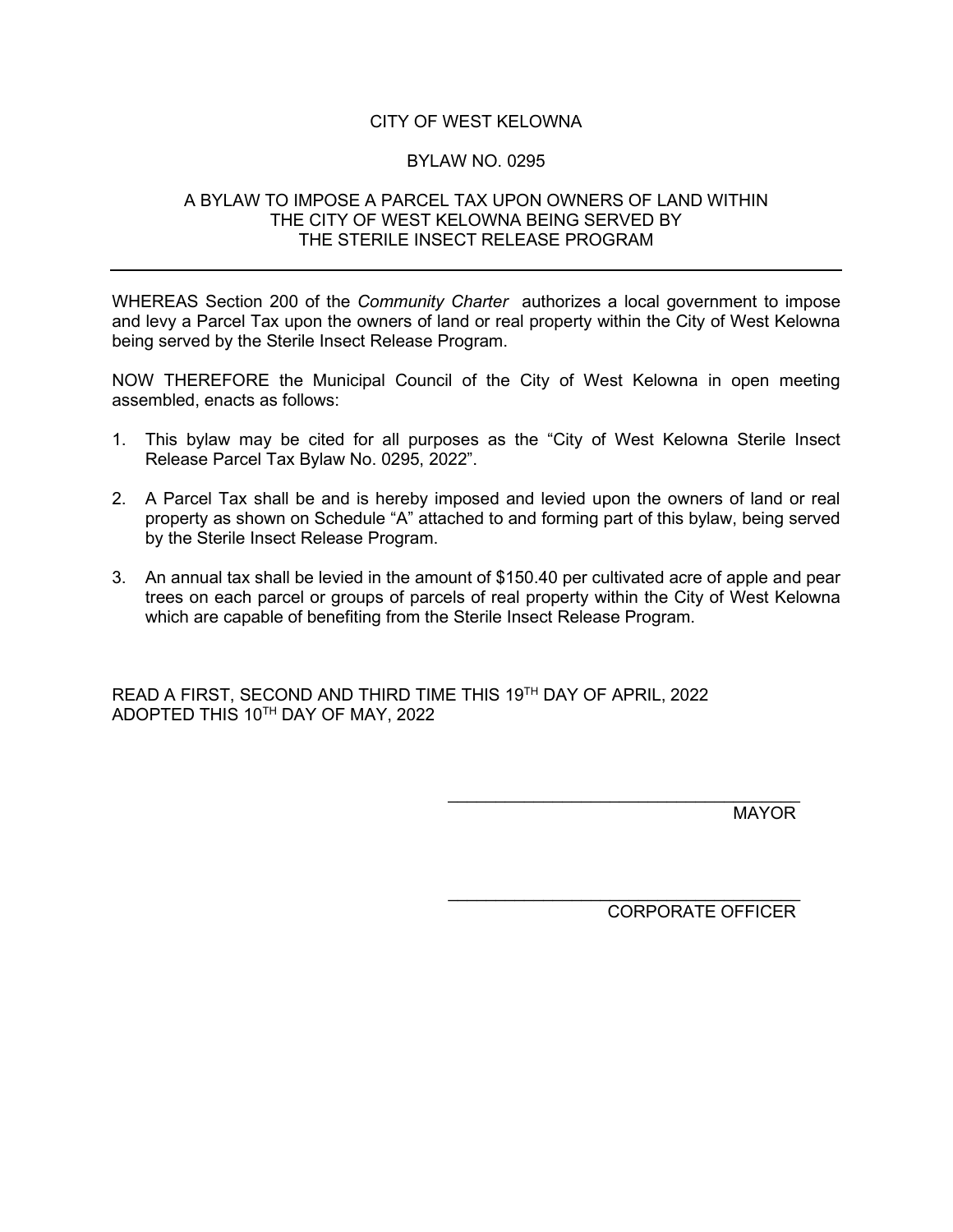# CITY OF WEST KELOWNA

## BYLAW NO. 0295

### A BYLAW TO IMPOSE A PARCEL TAX UPON OWNERS OF LAND WITHIN THE CITY OF WEST KELOWNA BEING SERVED BY THE STERILE INSECT RELEASE PROGRAM

---

WHEREAS Section 200 of the *Community Charter* authorizes a local government to impose and levy a Parcel Tax upon the owners of land or real property within the City of West Kelowna being served by the Sterile Insect Release Program.

NOW THEREFORE the Municipal Council of the City of West Kelowna in open meeting assembled, enacts as follows:

1. This bylaw may be cited for all purposes as the "City of West Kelowna Sterile Insect Release Parcel Tax Bylaw No. 0295, 2022".
2. A Parcel Tax shall be and is hereby imposed and levied upon the owners of land or real property as shown on Schedule "A" attached to and forming part of this bylaw, being served by the Sterile Insect Release Program.
3. An annual tax shall be levied in the amount of $150.40 per cultivated acre of apple and pear trees on each parcel or groups of parcels of real property within the City of West Kelowna which are capable of benefiting from the Sterile Insect Release Program.

READ A FIRST, SECOND AND THIRD TIME THIS 19TH DAY OF APRIL, 2022
ADOPTED THIS 10TH DAY OF MAY, 2022

\_\_\_\_\_\_\_\_\_\_\_\_\_\_\_\_\_\_\_\_\_\_\_\_\_\_\_\_\_\_\_\_\_\_\_\_
MAYOR

\_\_\_\_\_\_\_\_\_\_\_\_\_\_\_\_\_\_\_\_\_\_\_\_\_\_\_\_\_\_\_\_\_\_\_\_
CORPORATE OFFICER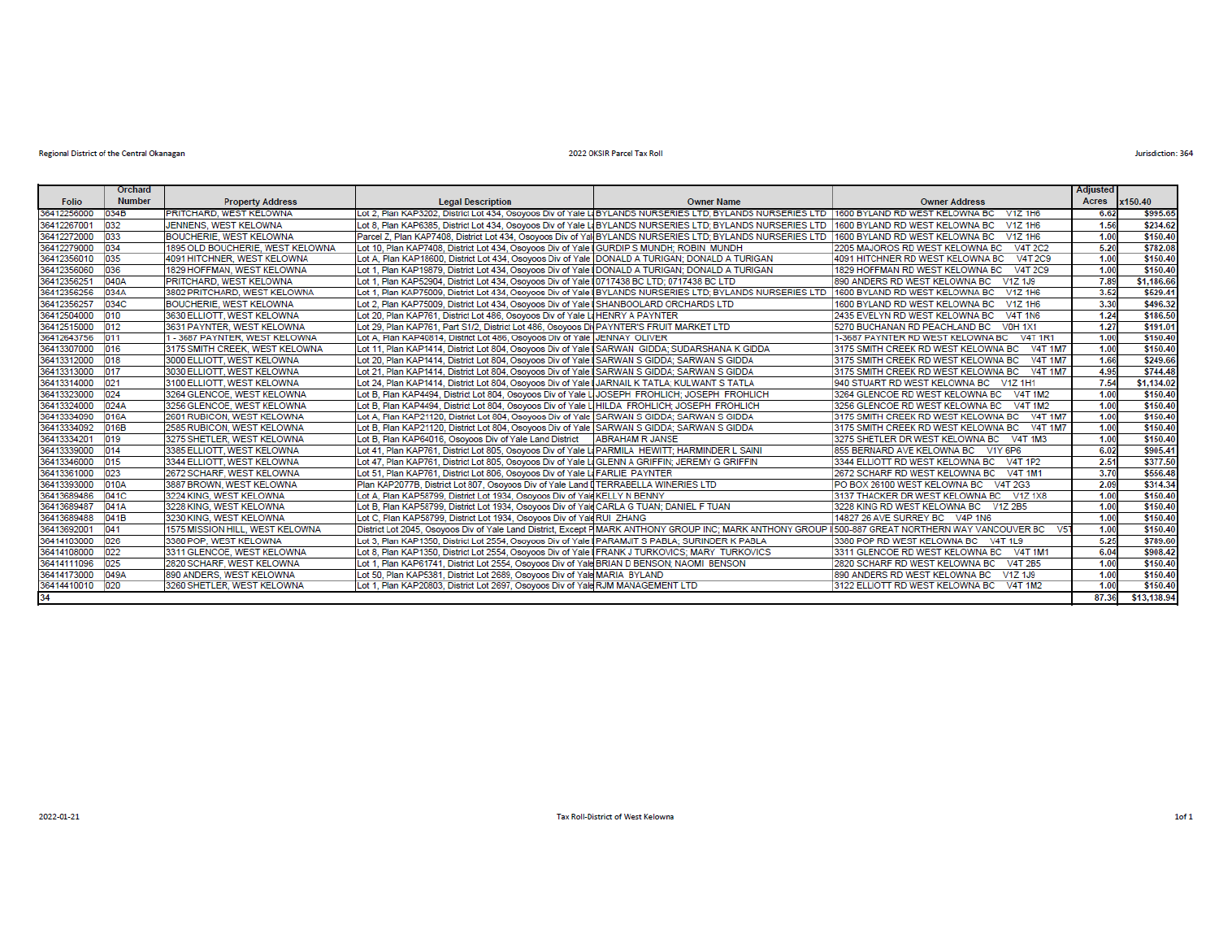Regional District of the Central Okanagan

2022 OKSIR Parcel Tax Roll

Jurisdiction: 364

| Folio | Orchard Number | Property Address | Legal Description | Owner Name | Owner Address | Adjusted Acres | x150.40 |
|---|---|---|---|---|---|---|---|
| 36412256000 | 034B | PRITCHARD, WEST KELOWNA | Lot 2, Plan KAP3202, District Lot 434, Osoyoos Div of Yale L | BYLANDS NURSERIES LTD; BYLANDS NURSERIES LTD | 1600 BYLAND RD WEST KELOWNA BC V1Z 1H6 | 6.62 | $995.65 |
| 36412267001 | 032 | JENNENS, WEST KELOWNA | Lot 8, Plan KAP6385, District Lot 434, Osoyoos Div of Yale L | BYLANDS NURSERIES LTD; BYLANDS NURSERIES LTD | 1600 BYLAND RD WEST KELOWNA BC V1Z 1H6 | 1.56 | $234.62 |
| 36412272000 | 033 | BOUCHERIE, WEST KELOWNA | Parcel Z, Plan KAP7408, District Lot 434, Osoyoos Div of Yal | BYLANDS NURSERIES LTD; BYLANDS NURSERIES LTD | 1600 BYLAND RD WEST KELOWNA BC V1Z 1H6 | 1.00 | $150.40 |
| 36412279000 | 034 | 1895 OLD BOUCHERIE, WEST KELOWNA | Lot 10, Plan KAP7408, District Lot 434, Osoyoos Div of Yale | GURDIP S MUNDH; ROBIN MUNDH | 2205 MAJOROS RD WEST KELOWNA BC V4T 2C2 | 5.20 | $782.08 |
| 36412356010 | 035 | 4091 HITCHNER, WEST KELOWNA | Lot A, Plan KAP18600, District Lot 434, Osoyoos Div of Yale | DONALD A TURIGAN; DONALD A TURIGAN | 4091 HITCHNER RD WEST KELOWNA BC V4T 2C9 | 1.00 | $150.40 |
| 36412356060 | 036 | 1829 HOFFMAN, WEST KELOWNA | Lot 1, Plan KAP19879, District Lot 434, Osoyoos Div of Yale | DONALD A TURIGAN; DONALD A TURIGAN | 1829 HOFFMAN RD WEST KELOWNA BC V4T 2C9 | 1.00 | $150.40 |
| 36412356251 | 040A | PRITCHARD, WEST KELOWNA | Lot 1, Plan KAP52904, District Lot 434, Osoyoos Div of Yale | 0717438 BC LTD; 0717438 BC LTD | 890 ANDERS RD WEST KELOWNA BC V1Z 1J9 | 7.89 | $1,186.66 |
| 36412356256 | 034A | 3802 PRITCHARD, WEST KELOWNA | Lot 1, Plan KAP75009, District Lot 434, Osoyoos Div of Yale | BYLANDS NURSERIES LTD; BYLANDS NURSERIES LTD | 1600 BYLAND RD WEST KELOWNA BC V1Z 1H6 | 3.52 | $529.41 |
| 36412356257 | 034C | BOUCHERIE, WEST KELOWNA | Lot 2, Plan KAP75009, District Lot 434, Osoyoos Div of Yale | SHANBOOLARD ORCHARDS LTD | 1600 BYLAND RD WEST KELOWNA BC V1Z 1H6 | 3.30 | $496.32 |
| 36412504000 | 010 | 3630 ELLIOTT, WEST KELOWNA | Lot 20, Plan KAP761, District Lot 486, Osoyoos Div of Yale L | HENRY A PAYNTER | 2435 EVELYN RD WEST KELOWNA BC V4T 1N6 | 1.24 | $186.50 |
| 36412515000 | 012 | 3631 PAYNTER, WEST KELOWNA | Lot 29, Plan KAP761, Part S1/2, District Lot 486, Osoyoos Di | PAYNTER'S FRUIT MARKET LTD | 5270 BUCHANAN RD PEACHLAND BC V0H 1X1 | 1.27 | $191.01 |
| 36412643756 | 011 | 1 - 3687 PAYNTER, WEST KELOWNA | Lot A, Plan KAP40814, District Lot 486, Osoyoos Div of Yale | JENNAY OLIVER | 1-3687 PAYNTER RD WEST KELOWNA BC V4T 1R1 | 1.00 | $150.40 |
| 36413307000 | 016 | 3175 SMITH CREEK, WEST KELOWNA | Lot 11, Plan KAP1414, District Lot 804, Osoyoos Div of Yale | SARWAN GIDDA; SUDARSHANA K GIDDA | 3175 SMITH CREEK RD WEST KELOWNA BC V4T 1M7 | 1.00 | $150.40 |
| 36413312000 | 018 | 3000 ELLIOTT, WEST KELOWNA | Lot 20, Plan KAP1414, District Lot 804, Osoyoos Div of Yale | SARWAN S GIDDA; SARWAN S GIDDA | 3175 SMITH CREEK RD WEST KELOWNA BC V4T 1M7 | 1.66 | $249.66 |
| 36413313000 | 017 | 3030 ELLIOTT, WEST KELOWNA | Lot 21, Plan KAP1414, District Lot 804, Osoyoos Div of Yale | SARWAN S GIDDA; SARWAN S GIDDA | 3175 SMITH CREEK RD WEST KELOWNA BC V4T 1M7 | 4.95 | $744.48 |
| 36413314000 | 021 | 3100 ELLIOTT, WEST KELOWNA | Lot 24, Plan KAP1414, District Lot 804, Osoyoos Div of Yale | JARNAIL K TATLA; KULWANT S TATLA | 940 STUART RD WEST KELOWNA BC V1Z 1H1 | 7.54 | $1,134.02 |
| 36413323000 | 024 | 3264 GLENCOE, WEST KELOWNA | Lot B, Plan KAP4494, District Lot 804, Osoyoos Div of Yale L | JOSEPH FROHLICH; JOSEPH FROHLICH | 3264 GLENCOE RD WEST KELOWNA BC V4T 1M2 | 1.00 | $150.40 |
| 36413324000 | 024A | 3256 GLENCOE, WEST KELOWNA | Lot B, Plan KAP4494, District Lot 804, Osoyoos Div of Yale L | HILDA FROHLICH; JOSEPH FROHLICH | 3256 GLENCOE RD WEST KELOWNA BC V4T 1M2 | 1.00 | $150.40 |
| 36413334090 | 016A | 2601 RUBICON, WEST KELOWNA | Lot A, Plan KAP21120, District Lot 804, Osoyoos Div of Yale | SARWAN S GIDDA; SARWAN S GIDDA | 3175 SMITH CREEK RD WEST KELOWNA BC V4T 1M7 | 1.00 | $150.40 |
| 36413334092 | 016B | 2585 RUBICON, WEST KELOWNA | Lot B, Plan KAP21120, District Lot 804, Osoyoos Div of Yale | SARWAN S GIDDA; SARWAN S GIDDA | 3175 SMITH CREEK RD WEST KELOWNA BC V4T 1M7 | 1.00 | $150.40 |
| 36413334201 | 019 | 3275 SHETLER, WEST KELOWNA | Lot B, Plan KAP64016, Osoyoos Div of Yale Land District | ABRAHAM R JANSE | 3275 SHETLER DR WEST KELOWNA BC V4T 1M3 | 1.00 | $150.40 |
| 36413339000 | 014 | 3385 ELLIOTT, WEST KELOWNA | Lot 41, Plan KAP761, District Lot 805, Osoyoos Div of Yale L | PARMILA HEWITT; HARMINDER L SAINI | 855 BERNARD AVE KELOWNA BC V1Y 6P6 | 6.02 | $905.41 |
| 36413346000 | 015 | 3344 ELLIOTT, WEST KELOWNA | Lot 47, Plan KAP761, District Lot 805, Osoyoos Div of Yale L | GLENN A GRIFFIN; JEREMY G GRIFFIN | 3344 ELLIOTT RD WEST KELOWNA BC V4T 1P2 | 2.51 | $377.50 |
| 36413361000 | 023 | 2672 SCHARF, WEST KELOWNA | Lot 51, Plan KAP761, District Lot 806, Osoyoos Div of Yale L | FARLIE PAYNTER | 2672 SCHARF RD WEST KELOWNA BC V4T 1M1 | 3.70 | $556.48 |
| 36413393000 | 010A | 3887 BROWN, WEST KELOWNA | Plan KAP2077B, District Lot 807, Osoyoos Div of Yale Land D | TERRABELLA WINERIES LTD | PO BOX 26100 WEST KELOWNA BC V4T 2G3 | 2.09 | $314.34 |
| 36413689486 | 041C | 3224 KING, WEST KELOWNA | Lot A, Plan KAP58799, District Lot 1934, Osoyoos Div of Yale | KELLY N BENNY | 3137 THACKER DR WEST KELOWNA BC V1Z 1X8 | 1.00 | $150.40 |
| 36413689487 | 041A | 3228 KING, WEST KELOWNA | Lot B, Plan KAP58799, District Lot 1934, Osoyoos Div of Yale | CARLA G TUAN; DANIEL F TUAN | 3228 KING RD WEST KELOWNA BC V1Z 2B5 | 1.00 | $150.40 |
| 36413689488 | 041B | 3230 KING, WEST KELOWNA | Lot C, Plan KAP58799, District Lot 1934, Osoyoos Div of Yale | RUI ZHANG | 14827 26 AVE SURREY BC V4P 1N6 | 1.00 | $150.40 |
| 36413692001 | 041 | 1575 MISSION HILL, WEST KELOWNA | District Lot 2045, Osoyoos Div of Yale Land District, Except P | MARK ANTHONY GROUP INC; MARK ANTHONY GROUP I | 500-887 GREAT NORTHERN WAY VANCOUVER BC V5T | 1.00 | $150.40 |
| 36414103000 | 026 | 3380 POP, WEST KELOWNA | Lot 3, Plan KAP1350, District Lot 2554, Osoyoos Div of Yale | PARAMJIT S PABLA; SURINDER K PABLA | 3380 POP RD WEST KELOWNA BC V4T 1L9 | 5.25 | $789.60 |
| 36414108000 | 022 | 3311 GLENCOE, WEST KELOWNA | Lot 8, Plan KAP1350, District Lot 2554, Osoyoos Div of Yale | FRANK J TURKOVICS; MARY TURKOVICS | 3311 GLENCOE RD WEST KELOWNA BC V4T 1M1 | 6.04 | $908.42 |
| 36414111096 | 025 | 2820 SCHARF, WEST KELOWNA | Lot 1, Plan KAP61741, District Lot 2554, Osoyoos Div of Yale | BRIAN D BENSON; NAOMI BENSON | 2820 SCHARF RD WEST KELOWNA BC V4T 2B5 | 1.00 | $150.40 |
| 36414173000 | 049A | 890 ANDERS, WEST KELOWNA | Lot 50, Plan KAP5381, District Lot 2689, Osoyoos Div of Yale | MARIA BYLAND | 890 ANDERS RD WEST KELOWNA BC V1Z 1J9 | 1.00 | $150.40 |
| 36414410010 | 020 | 3260 SHETLER, WEST KELOWNA | Lot 1, Plan KAP20803, District Lot 2697, Osoyoos Div of Yale | RJM MANAGEMENT LTD | 3122 ELLIOTT RD WEST KELOWNA BC V4T 1M2 | 1.00 | $150.40 |
| 34 | | | | | | 87.36 | $13,138.94 |

2022-01-21

Tax Roll-District of West Kelowna